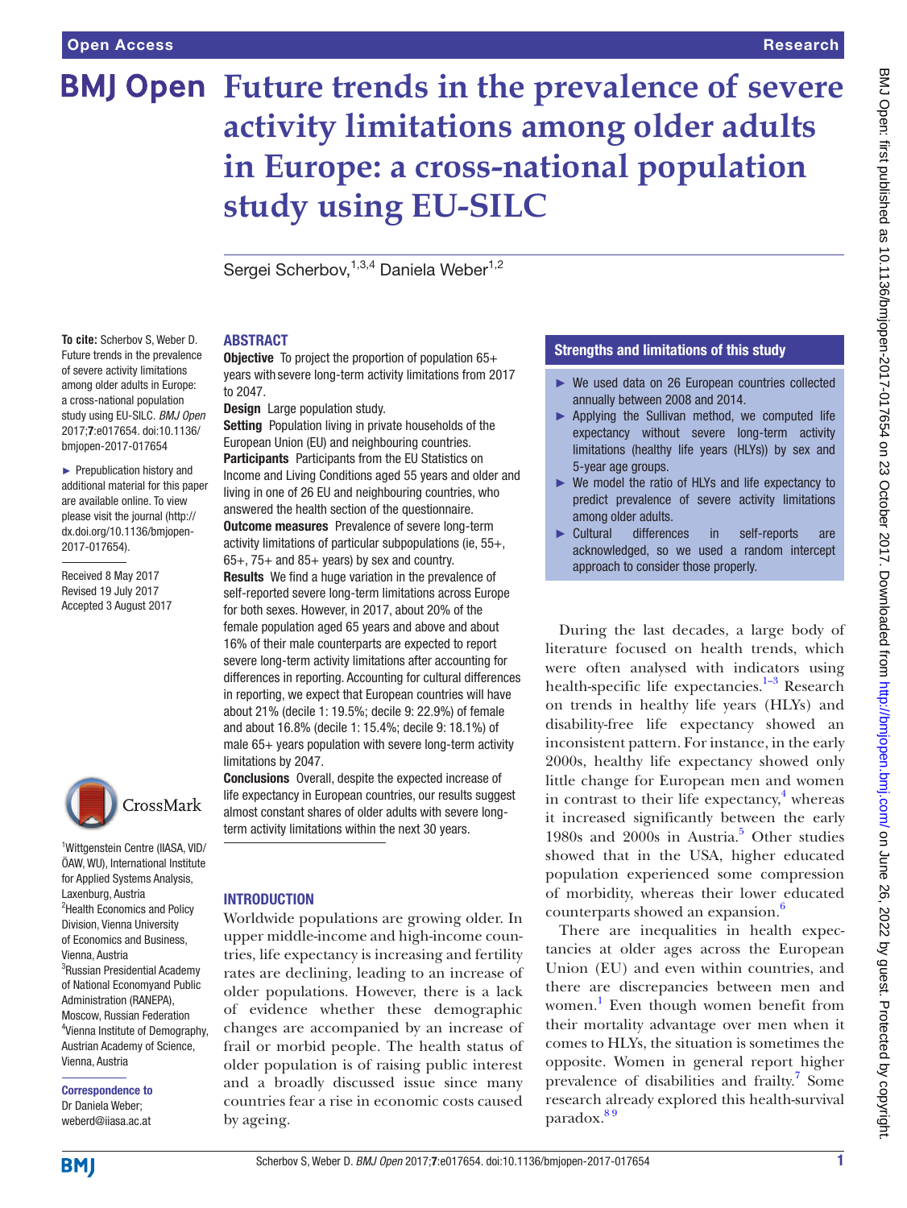# Future trends in the prevalence of severe activity limitations among older adults in Europe: a cross-national population study using EU-SILC

Sergei Scherbov,[1,3,4] Daniela Weber[1,2]

**To cite:** Scherbov S, Weber D. Future trends in the prevalence of severe activity limitations among older adults in Europe: a cross-national population study using EU-SILC. *BMJ Open* 2017;**7**:e017654. doi:10.1136/bmjopen-2017-017654

► Prepublication history and additional material for this paper are available online. To view please visit the journal (http://dx.doi.org/10.1136/bmjopen-2017-017654).

Received 8 May 2017
Revised 19 July 2017
Accepted 3 August 2017

[1]Wittgenstein Centre (IIASA, VID/ÖAW, WU), International Institute for Applied Systems Analysis, Laxenburg, Austria
[2]Health Economics and Policy Division, Vienna University of Economics and Business, Vienna, Austria
[3]Russian Presidential Academy of National Economyand Public Administration (RANEPA), Moscow, Russian Federation
[4]Vienna Institute of Demography, Austrian Academy of Science, Vienna, Austria

**Correspondence to**
Dr Daniela Weber; weberd@iiasa.ac.at

## ABSTRACT

**Objective** To project the proportion of population 65+ years with severe long-term activity limitations from 2017 to 2047.

**Design** Large population study.

**Setting** Population living in private households of the European Union (EU) and neighbouring countries.

**Participants** Participants from the EU Statistics on Income and Living Conditions aged 55 years and older and living in one of 26 EU and neighbouring countries, who answered the health section of the questionnaire.

**Outcome measures** Prevalence of severe long-term activity limitations of particular subpopulations (ie, 55+, 65+, 75+ and 85+ years) by sex and country.

**Results** We find a huge variation in the prevalence of self-reported severe long-term limitations across Europe for both sexes. However, in 2017, about 20% of the female population aged 65 years and above and about 16% of their male counterparts are expected to report severe long-term activity limitations after accounting for differences in reporting. Accounting for cultural differences in reporting, we expect that European countries will have about 21% (decile 1: 19.5%; decile 9: 22.9%) of female and about 16.8% (decile 1: 15.4%; decile 9: 18.1%) of male 65+ years population with severe long-term activity limitations by 2047.

**Conclusions** Overall, despite the expected increase of life expectancy in European countries, our results suggest almost constant shares of older adults with severe long-term activity limitations within the next 30 years.

## Strengths and limitations of this study

- We used data on 26 European countries collected annually between 2008 and 2014.
- Applying the Sullivan method, we computed life expectancy without severe long-term activity limitations (healthy life years (HLYs)) by sex and 5-year age groups.
- We model the ratio of HLYs and life expectancy to predict prevalence of severe activity limitations among older adults.
- Cultural differences in self-reports are acknowledged, so we used a random intercept approach to consider those properly.

## INTRODUCTION

Worldwide populations are growing older. In upper middle-income and high-income countries, life expectancy is increasing and fertility rates are declining, leading to an increase of older populations. However, there is a lack of evidence whether these demographic changes are accompanied by an increase of frail or morbid people. The health status of older population is of raising public interest and a broadly discussed issue since many countries fear a rise in economic costs caused by ageing.

During the last decades, a large body of literature focused on health trends, which were often analysed with indicators using health-specific life expectancies.[1–3] Research on trends in healthy life years (HLYs) and disability-free life expectancy showed an inconsistent pattern. For instance, in the early 2000s, healthy life expectancy showed only little change for European men and women in contrast to their life expectancy,[4] whereas it increased significantly between the early 1980s and 2000s in Austria.[5] Other studies showed that in the USA, higher educated population experienced some compression of morbidity, whereas their lower educated counterparts showed an expansion.[6]

There are inequalities in health expectancies at older ages across the European Union (EU) and even within countries, and there are discrepancies between men and women.[1] Even though women benefit from their mortality advantage over men when it comes to HLYs, the situation is sometimes the opposite. Women in general report higher prevalence of disabilities and frailty.[7] Some research already explored this health-survival paradox.[8 9]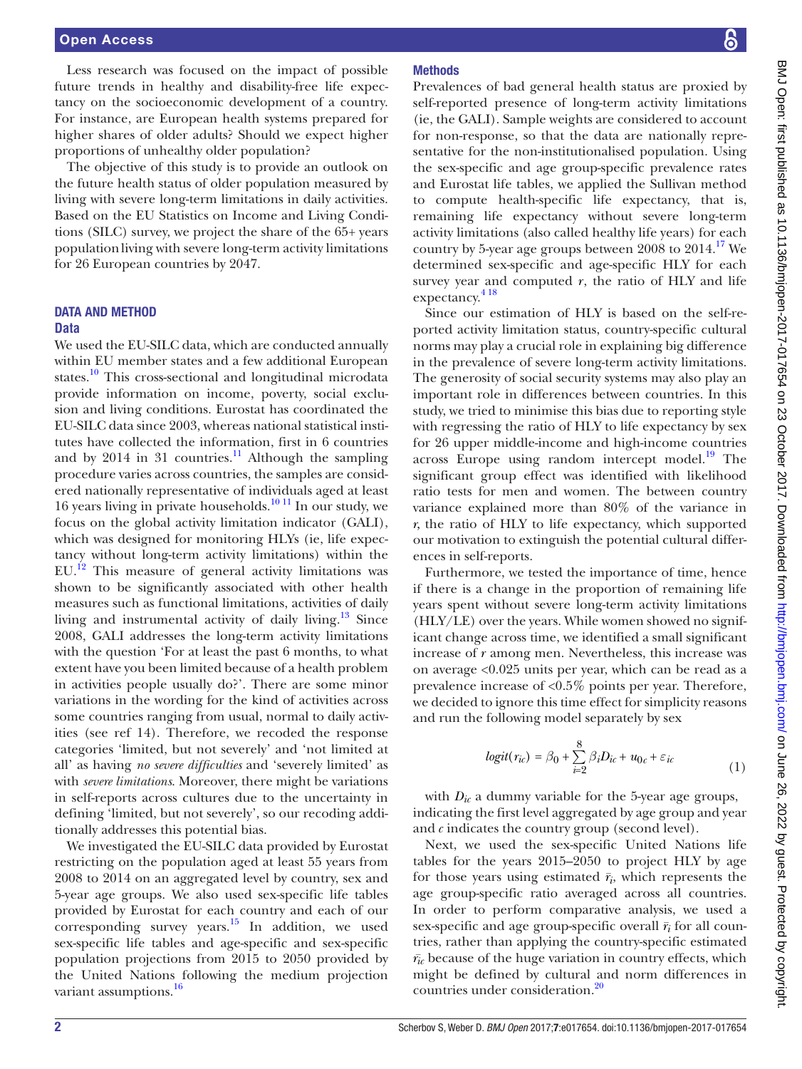Less research was focused on the impact of possible future trends in healthy and disability-free life expectancy on the socioeconomic development of a country. For instance, are European health systems prepared for higher shares of older adults? Should we expect higher proportions of unhealthy older population?

The objective of this study is to provide an outlook on the future health status of older population measured by living with severe long-term limitations in daily activities. Based on the EU Statistics on Income and Living Conditions (SILC) survey, we project the share of the 65+ years population living with severe long-term activity limitations for 26 European countries by 2047.

## DATA AND METHOD

### Data

We used the EU-SILC data, which are conducted annually within EU member states and a few additional European states.[10] This cross-sectional and longitudinal microdata provide information on income, poverty, social exclusion and living conditions. Eurostat has coordinated the EU-SILC data since 2003, whereas national statistical institutes have collected the information, first in 6 countries and by 2014 in 31 countries.[11] Although the sampling procedure varies across countries, the samples are considered nationally representative of individuals aged at least 16 years living in private households.[10,11] In our study, we focus on the global activity limitation indicator (GALI), which was designed for monitoring HLYs (ie, life expectancy without long-term activity limitations) within the EU.[12] This measure of general activity limitations was shown to be significantly associated with other health measures such as functional limitations, activities of daily living and instrumental activity of daily living.[13] Since 2008, GALI addresses the long-term activity limitations with the question 'For at least the past 6 months, to what extent have you been limited because of a health problem in activities people usually do?'. There are some minor variations in the wording for the kind of activities across some countries ranging from usual, normal to daily activities (see ref 14). Therefore, we recoded the response categories 'limited, but not severely' and 'not limited at all' as having *no severe difficulties* and 'severely limited' as with *severe limitations*. Moreover, there might be variations in self-reports across cultures due to the uncertainty in defining 'limited, but not severely', so our recoding additionally addresses this potential bias.

We investigated the EU-SILC data provided by Eurostat restricting on the population aged at least 55 years from 2008 to 2014 on an aggregated level by country, sex and 5-year age groups. We also used sex-specific life tables provided by Eurostat for each country and each of our corresponding survey years.[15] In addition, we used sex-specific life tables and age-specific and sex-specific population projections from 2015 to 2050 provided by the United Nations following the medium projection variant assumptions.[16]

### Methods

Prevalences of bad general health status are proxied by self-reported presence of long-term activity limitations (ie, the GALI). Sample weights are considered to account for non-response, so that the data are nationally representative for the non-institutionalised population. Using the sex-specific and age group-specific prevalence rates and Eurostat life tables, we applied the Sullivan method to compute health-specific life expectancy, that is, remaining life expectancy without severe long-term activity limitations (also called healthy life years) for each country by 5-year age groups between 2008 to 2014.[17] We determined sex-specific and age-specific HLY for each survey year and computed $r$, the ratio of HLY and life expectancy.[4,18]

Since our estimation of HLY is based on the self-reported activity limitation status, country-specific cultural norms may play a crucial role in explaining big difference in the prevalence of severe long-term activity limitations. The generosity of social security systems may also play an important role in differences between countries. In this study, we tried to minimise this bias due to reporting style with regressing the ratio of HLY to life expectancy by sex for 26 upper middle-income and high-income countries across Europe using random intercept model.[19] The significant group effect was identified with likelihood ratio tests for men and women. The between country variance explained more than 80% of the variance in $r$, the ratio of HLY to life expectancy, which supported our motivation to extinguish the potential cultural differences in self-reports.

Furthermore, we tested the importance of time, hence if there is a change in the proportion of remaining life years spent without severe long-term activity limitations (HLY/LE) over the years. While women showed no significant change across time, we identified a small significant increase of $r$ among men. Nevertheless, this increase was on average <0.025 units per year, which can be read as a prevalence increase of <0.5% points per year. Therefore, we decided to ignore this time effect for simplicity reasons and run the following model separately by sex

$$logit(r_{ic}) = \beta_0 + \sum_{i=2}^{8} \beta_i D_{ic} + u_{0c} + \varepsilon_{ic} \tag{1}$$

with $D_{ic}$ a dummy variable for the 5-year age groups, indicating the first level aggregated by age group and year and $c$ indicates the country group (second level).

Next, we used the sex-specific United Nations life tables for the years 2015–2050 to project HLY by age for those years using estimated $\bar{r}_i$, which represents the age group-specific ratio averaged across all countries. In order to perform comparative analysis, we used a sex-specific and age group-specific overall $\bar{r}_i$ for all countries, rather than applying the country-specific estimated $\bar{r}_{ic}$ because of the huge variation in country effects, which might be defined by cultural and norm differences in countries under consideration.[20]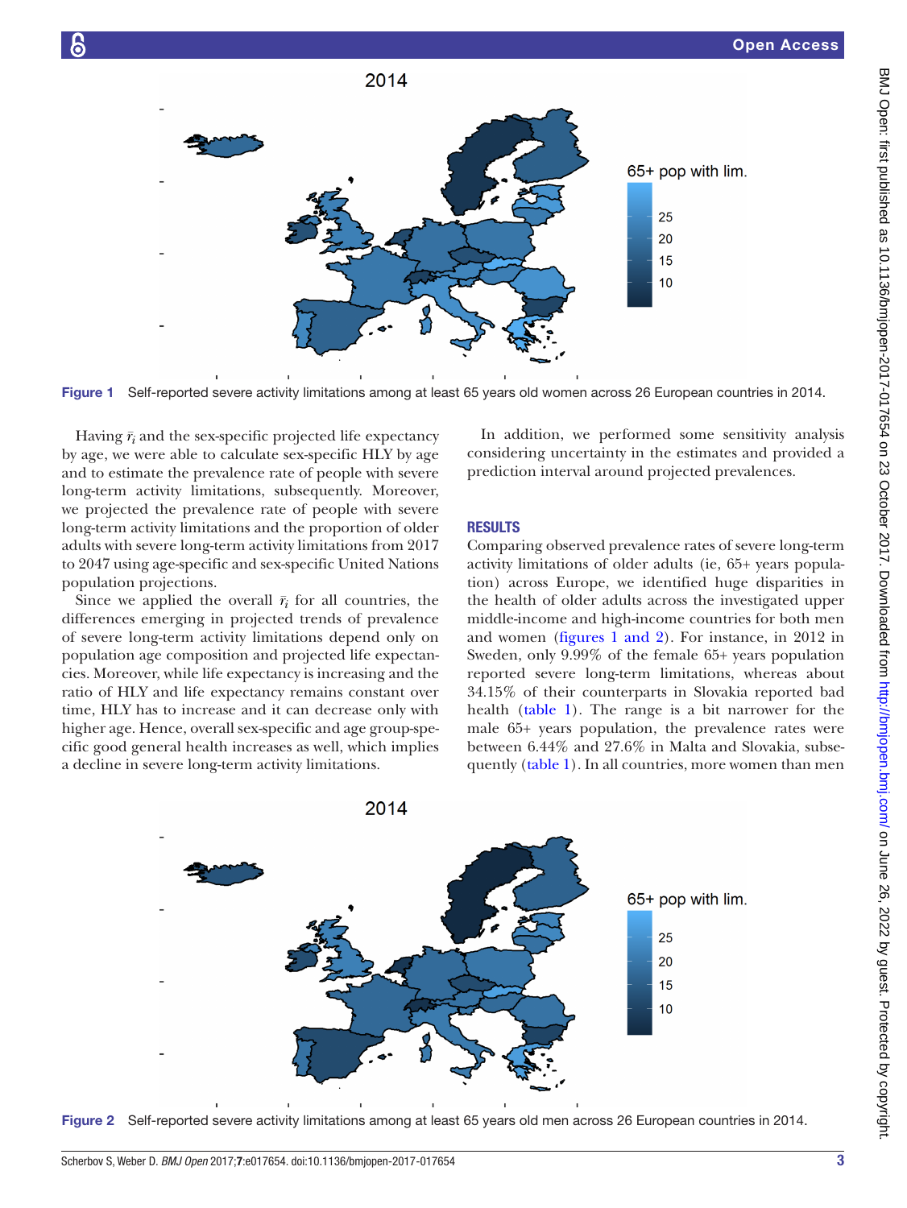Figure 1 Self-reported severe activity limitations among at least 65 years old women across 26 European countries in 2014.

Having $\bar{r}_i$ and the sex-specific projected life expectancy by age, we were able to calculate sex-specific HLY by age and to estimate the prevalence rate of people with severe long-term activity limitations, subsequently. Moreover, we projected the prevalence rate of people with severe long-term activity limitations and the proportion of older adults with severe long-term activity limitations from 2017 to 2047 using age-specific and sex-specific United Nations population projections.

Since we applied the overall $\bar{r}_i$ for all countries, the differences emerging in projected trends of prevalence of severe long-term activity limitations depend only on population age composition and projected life expectancies. Moreover, while life expectancy is increasing and the ratio of HLY and life expectancy remains constant over time, HLY has to increase and it can decrease only with higher age. Hence, overall sex-specific and age group-specific good general health increases as well, which implies a decline in severe long-term activity limitations.

In addition, we performed some sensitivity analysis considering uncertainty in the estimates and provided a prediction interval around projected prevalences.

## RESULTS

Comparing observed prevalence rates of severe long-term activity limitations of older adults (ie, 65+ years population) across Europe, we identified huge disparities in the health of older adults across the investigated upper middle-income and high-income countries for both men and women (figures 1 and 2). For instance, in 2012 in Sweden, only 9.99% of the female 65+ years population reported severe long-term limitations, whereas about 34.15% of their counterparts in Slovakia reported bad health (table 1). The range is a bit narrower for the male 65+ years population, the prevalence rates were between 6.44% and 27.6% in Malta and Slovakia, subsequently (table 1). In all countries, more women than men

Figure 2 Self-reported severe activity limitations among at least 65 years old men across 26 European countries in 2014.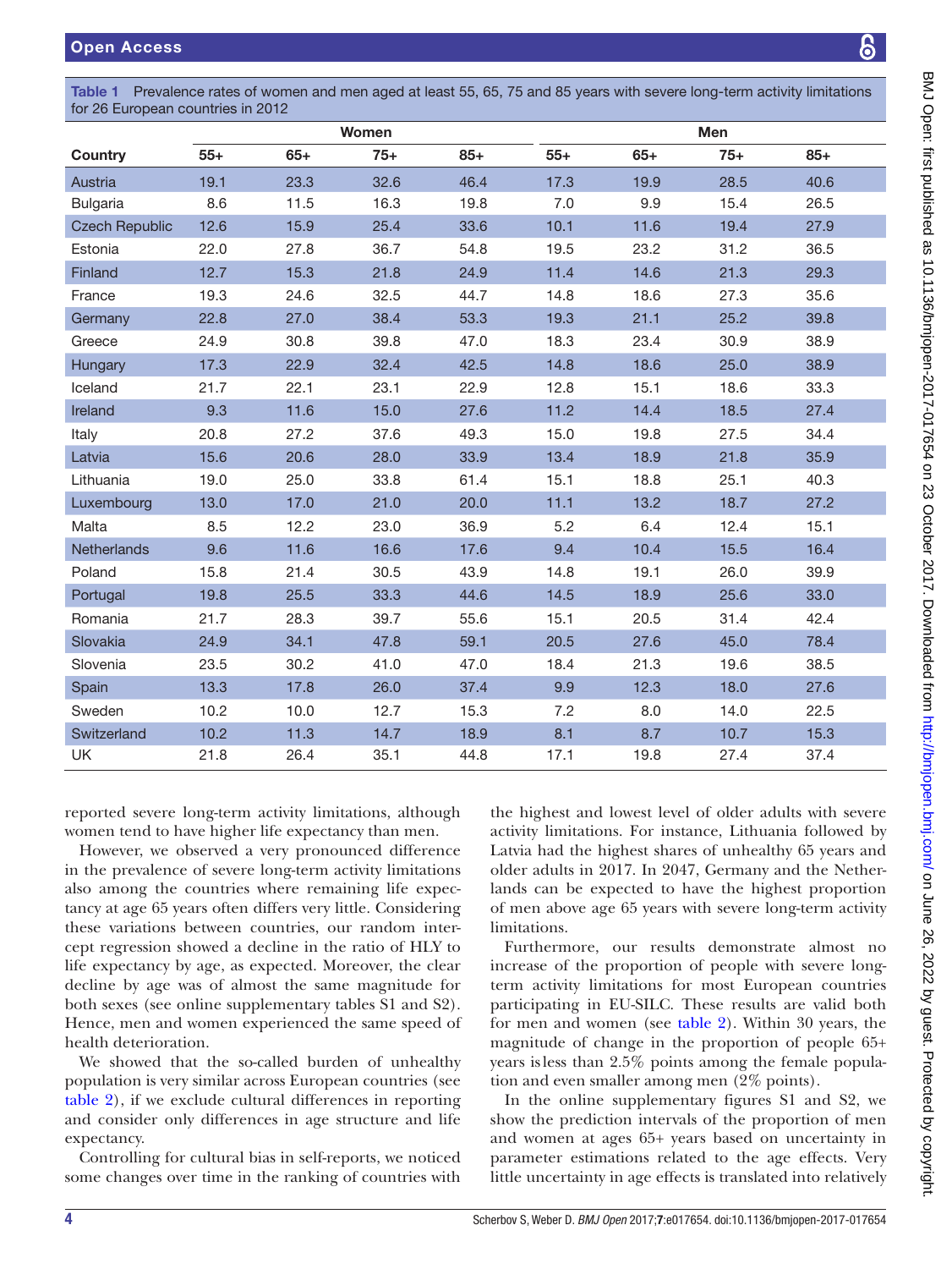**Table 1** Prevalence rates of women and men aged at least 55, 65, 75 and 85 years with severe long-term activity limitations for 26 European countries in 2012

| | Women | | | | Men | | | |
|---|---|---|---|---|---|---|---|---|
| Country | 55+ | 65+ | 75+ | 85+ | 55+ | 65+ | 75+ | 85+ |
| Austria | 19.1 | 23.3 | 32.6 | 46.4 | 17.3 | 19.9 | 28.5 | 40.6 |
| Bulgaria | 8.6 | 11.5 | 16.3 | 19.8 | 7.0 | 9.9 | 15.4 | 26.5 |
| Czech Republic | 12.6 | 15.9 | 25.4 | 33.6 | 10.1 | 11.6 | 19.4 | 27.9 |
| Estonia | 22.0 | 27.8 | 36.7 | 54.8 | 19.5 | 23.2 | 31.2 | 36.5 |
| Finland | 12.7 | 15.3 | 21.8 | 24.9 | 11.4 | 14.6 | 21.3 | 29.3 |
| France | 19.3 | 24.6 | 32.5 | 44.7 | 14.8 | 18.6 | 27.3 | 35.6 |
| Germany | 22.8 | 27.0 | 38.4 | 53.3 | 19.3 | 21.1 | 25.2 | 39.8 |
| Greece | 24.9 | 30.8 | 39.8 | 47.0 | 18.3 | 23.4 | 30.9 | 38.9 |
| Hungary | 17.3 | 22.9 | 32.4 | 42.5 | 14.8 | 18.6 | 25.0 | 38.9 |
| Iceland | 21.7 | 22.1 | 23.1 | 22.9 | 12.8 | 15.1 | 18.6 | 33.3 |
| Ireland | 9.3 | 11.6 | 15.0 | 27.6 | 11.2 | 14.4 | 18.5 | 27.4 |
| Italy | 20.8 | 27.2 | 37.6 | 49.3 | 15.0 | 19.8 | 27.5 | 34.4 |
| Latvia | 15.6 | 20.6 | 28.0 | 33.9 | 13.4 | 18.9 | 21.8 | 35.9 |
| Lithuania | 19.0 | 25.0 | 33.8 | 61.4 | 15.1 | 18.8 | 25.1 | 40.3 |
| Luxembourg | 13.0 | 17.0 | 21.0 | 20.0 | 11.1 | 13.2 | 18.7 | 27.2 |
| Malta | 8.5 | 12.2 | 23.0 | 36.9 | 5.2 | 6.4 | 12.4 | 15.1 |
| Netherlands | 9.6 | 11.6 | 16.6 | 17.6 | 9.4 | 10.4 | 15.5 | 16.4 |
| Poland | 15.8 | 21.4 | 30.5 | 43.9 | 14.8 | 19.1 | 26.0 | 39.9 |
| Portugal | 19.8 | 25.5 | 33.3 | 44.6 | 14.5 | 18.9 | 25.6 | 33.0 |
| Romania | 21.7 | 28.3 | 39.7 | 55.6 | 15.1 | 20.5 | 31.4 | 42.4 |
| Slovakia | 24.9 | 34.1 | 47.8 | 59.1 | 20.5 | 27.6 | 45.0 | 78.4 |
| Slovenia | 23.5 | 30.2 | 41.0 | 47.0 | 18.4 | 21.3 | 19.6 | 38.5 |
| Spain | 13.3 | 17.8 | 26.0 | 37.4 | 9.9 | 12.3 | 18.0 | 27.6 |
| Sweden | 10.2 | 10.0 | 12.7 | 15.3 | 7.2 | 8.0 | 14.0 | 22.5 |
| Switzerland | 10.2 | 11.3 | 14.7 | 18.9 | 8.1 | 8.7 | 10.7 | 15.3 |
| UK | 21.8 | 26.4 | 35.1 | 44.8 | 17.1 | 19.8 | 27.4 | 37.4 |

reported severe long-term activity limitations, although women tend to have higher life expectancy than men.

However, we observed a very pronounced difference in the prevalence of severe long-term activity limitations also among the countries where remaining life expectancy at age 65 years often differs very little. Considering these variations between countries, our random intercept regression showed a decline in the ratio of HLY to life expectancy by age, as expected. Moreover, the clear decline by age was of almost the same magnitude for both sexes (see online supplementary tables S1 and S2). Hence, men and women experienced the same speed of health deterioration.

We showed that the so-called burden of unhealthy population is very similar across European countries (see table 2), if we exclude cultural differences in reporting and consider only differences in age structure and life expectancy.

Controlling for cultural bias in self-reports, we noticed some changes over time in the ranking of countries with the highest and lowest level of older adults with severe activity limitations. For instance, Lithuania followed by Latvia had the highest shares of unhealthy 65 years and older adults in 2017. In 2047, Germany and the Netherlands can be expected to have the highest proportion of men above age 65 years with severe long-term activity limitations.

Furthermore, our results demonstrate almost no increase of the proportion of people with severe long-term activity limitations for most European countries participating in EU-SILC. These results are valid both for men and women (see table 2). Within 30 years, the magnitude of change in the proportion of people 65+ years is less than 2.5% points among the female population and even smaller among men (2% points).

In the online supplementary figures S1 and S2, we show the prediction intervals of the proportion of men and women at ages 65+ years based on uncertainty in parameter estimations related to the age effects. Very little uncertainty in age effects is translated into relatively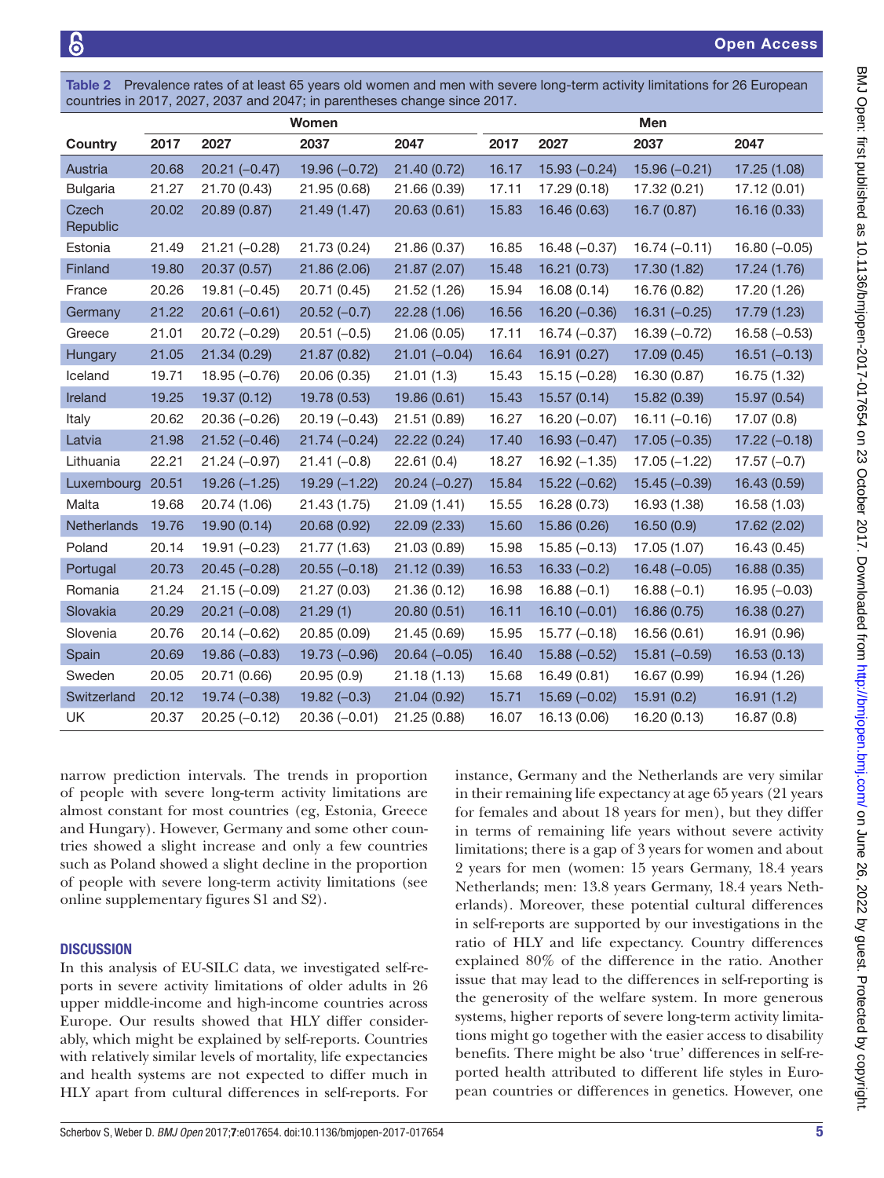**Table 2** Prevalence rates of at least 65 years old women and men with severe long-term activity limitations for 26 European countries in 2017, 2027, 2037 and 2047; in parentheses change since 2017.

| | Women | | | | Men | | | |
|---|---|---|---|---|---|---|---|---|
| **Country** | **2017** | **2027** | **2037** | **2047** | **2017** | **2027** | **2037** | **2047** |
| Austria | 20.68 | 20.21 (−0.47) | 19.96 (−0.72) | 21.40 (0.72) | 16.17 | 15.93 (−0.24) | 15.96 (−0.21) | 17.25 (1.08) |
| Bulgaria | 21.27 | 21.70 (0.43) | 21.95 (0.68) | 21.66 (0.39) | 17.11 | 17.29 (0.18) | 17.32 (0.21) | 17.12 (0.01) |
| Czech Republic | 20.02 | 20.89 (0.87) | 21.49 (1.47) | 20.63 (0.61) | 15.83 | 16.46 (0.63) | 16.7 (0.87) | 16.16 (0.33) |
| Estonia | 21.49 | 21.21 (−0.28) | 21.73 (0.24) | 21.86 (0.37) | 16.85 | 16.48 (−0.37) | 16.74 (−0.11) | 16.80 (−0.05) |
| Finland | 19.80 | 20.37 (0.57) | 21.86 (2.06) | 21.87 (2.07) | 15.48 | 16.21 (0.73) | 17.30 (1.82) | 17.24 (1.76) |
| France | 20.26 | 19.81 (−0.45) | 20.71 (0.45) | 21.52 (1.26) | 15.94 | 16.08 (0.14) | 16.76 (0.82) | 17.20 (1.26) |
| Germany | 21.22 | 20.61 (−0.61) | 20.52 (−0.7) | 22.28 (1.06) | 16.56 | 16.20 (−0.36) | 16.31 (−0.25) | 17.79 (1.23) |
| Greece | 21.01 | 20.72 (−0.29) | 20.51 (−0.5) | 21.06 (0.05) | 17.11 | 16.74 (−0.37) | 16.39 (−0.72) | 16.58 (−0.53) |
| Hungary | 21.05 | 21.34 (0.29) | 21.87 (0.82) | 21.01 (−0.04) | 16.64 | 16.91 (0.27) | 17.09 (0.45) | 16.51 (−0.13) |
| Iceland | 19.71 | 18.95 (−0.76) | 20.06 (0.35) | 21.01 (1.3) | 15.43 | 15.15 (−0.28) | 16.30 (0.87) | 16.75 (1.32) |
| Ireland | 19.25 | 19.37 (0.12) | 19.78 (0.53) | 19.86 (0.61) | 15.43 | 15.57 (0.14) | 15.82 (0.39) | 15.97 (0.54) |
| Italy | 20.62 | 20.36 (−0.26) | 20.19 (−0.43) | 21.51 (0.89) | 16.27 | 16.20 (−0.07) | 16.11 (−0.16) | 17.07 (0.8) |
| Latvia | 21.98 | 21.52 (−0.46) | 21.74 (−0.24) | 22.22 (0.24) | 17.40 | 16.93 (−0.47) | 17.05 (−0.35) | 17.22 (−0.18) |
| Lithuania | 22.21 | 21.24 (−0.97) | 21.41 (−0.8) | 22.61 (0.4) | 18.27 | 16.92 (−1.35) | 17.05 (−1.22) | 17.57 (−0.7) |
| Luxembourg | 20.51 | 19.26 (−1.25) | 19.29 (−1.22) | 20.24 (−0.27) | 15.84 | 15.22 (−0.62) | 15.45 (−0.39) | 16.43 (0.59) |
| Malta | 19.68 | 20.74 (1.06) | 21.43 (1.75) | 21.09 (1.41) | 15.55 | 16.28 (0.73) | 16.93 (1.38) | 16.58 (1.03) |
| Netherlands | 19.76 | 19.90 (0.14) | 20.68 (0.92) | 22.09 (2.33) | 15.60 | 15.86 (0.26) | 16.50 (0.9) | 17.62 (2.02) |
| Poland | 20.14 | 19.91 (−0.23) | 21.77 (1.63) | 21.03 (0.89) | 15.98 | 15.85 (−0.13) | 17.05 (1.07) | 16.43 (0.45) |
| Portugal | 20.73 | 20.45 (−0.28) | 20.55 (−0.18) | 21.12 (0.39) | 16.53 | 16.33 (−0.2) | 16.48 (−0.05) | 16.88 (0.35) |
| Romania | 21.24 | 21.15 (−0.09) | 21.27 (0.03) | 21.36 (0.12) | 16.98 | 16.88 (−0.1) | 16.88 (−0.1) | 16.95 (−0.03) |
| Slovakia | 20.29 | 20.21 (−0.08) | 21.29 (1) | 20.80 (0.51) | 16.11 | 16.10 (−0.01) | 16.86 (0.75) | 16.38 (0.27) |
| Slovenia | 20.76 | 20.14 (−0.62) | 20.85 (0.09) | 21.45 (0.69) | 15.95 | 15.77 (−0.18) | 16.56 (0.61) | 16.91 (0.96) |
| Spain | 20.69 | 19.86 (−0.83) | 19.73 (−0.96) | 20.64 (−0.05) | 16.40 | 15.88 (−0.52) | 15.81 (−0.59) | 16.53 (0.13) |
| Sweden | 20.05 | 20.71 (0.66) | 20.95 (0.9) | 21.18 (1.13) | 15.68 | 16.49 (0.81) | 16.67 (0.99) | 16.94 (1.26) |
| Switzerland | 20.12 | 19.74 (−0.38) | 19.82 (−0.3) | 21.04 (0.92) | 15.71 | 15.69 (−0.02) | 15.91 (0.2) | 16.91 (1.2) |
| UK | 20.37 | 20.25 (−0.12) | 20.36 (−0.01) | 21.25 (0.88) | 16.07 | 16.13 (0.06) | 16.20 (0.13) | 16.87 (0.8) |

narrow prediction intervals. The trends in proportion of people with severe long-term activity limitations are almost constant for most countries (eg, Estonia, Greece and Hungary). However, Germany and some other countries showed a slight increase and only a few countries such as Poland showed a slight decline in the proportion of people with severe long-term activity limitations (see online supplementary figures S1 and S2).

## DISCUSSION

In this analysis of EU-SILC data, we investigated self-reports in severe activity limitations of older adults in 26 upper middle-income and high-income countries across Europe. Our results showed that HLY differ considerably, which might be explained by self-reports. Countries with relatively similar levels of mortality, life expectancies and health systems are not expected to differ much in HLY apart from cultural differences in self-reports. For instance, Germany and the Netherlands are very similar in their remaining life expectancy at age 65 years (21 years for females and about 18 years for men), but they differ in terms of remaining life years without severe activity limitations; there is a gap of 3 years for women and about 2 years for men (women: 15 years Germany, 18.4 years Netherlands; men: 13.8 years Germany, 18.4 years Netherlands). Moreover, these potential cultural differences in self-reports are supported by our investigations in the ratio of HLY and life expectancy. Country differences explained 80% of the difference in the ratio. Another issue that may lead to the differences in self-reporting is the generosity of the welfare system. In more generous systems, higher reports of severe long-term activity limitations might go together with the easier access to disability benefits. There might be also 'true' differences in self-reported health attributed to different life styles in European countries or differences in genetics. However, one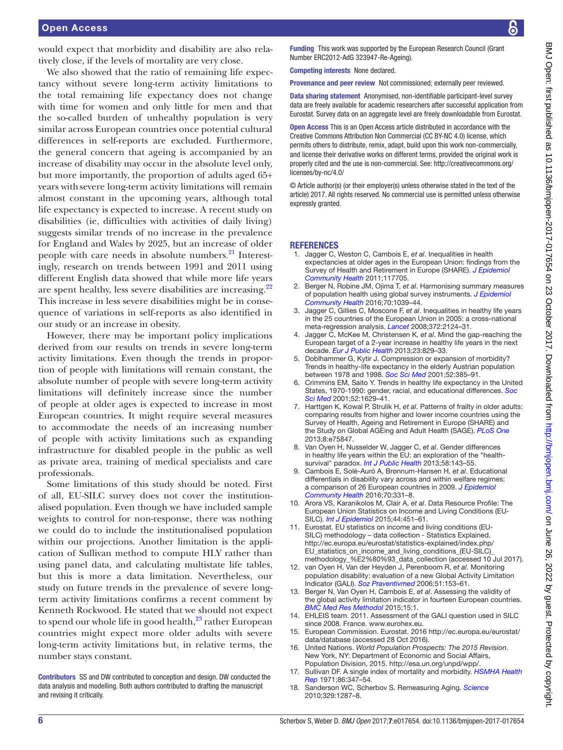would expect that morbidity and disability are also relatively close, if the levels of mortality are very close.

We also showed that the ratio of remaining life expectancy without severe long-term activity limitations to the total remaining life expectancy does not change with time for women and only little for men and that the so-called burden of unhealthy population is very similar across European countries once potential cultural differences in self-reports are excluded. Furthermore, the general concern that ageing is accompanied by an increase of disability may occur in the absolute level only, but more importantly, the proportion of adults aged 65+ years with severe long-term activity limitations will remain almost constant in the upcoming years, although total life expectancy is expected to increase. A recent study on disabilities (ie, difficulties with activities of daily living) suggests similar trends of no increase in the prevalence for England and Wales by 2025, but an increase of older people with care needs in absolute numbers.[21] Interestingly, research on trends between 1991 and 2011 using different English data showed that while more life years are spent healthy, less severe disabilities are increasing.[22] This increase in less severe disabilities might be in consequence of variations in self-reports as also identified in our study or an increase in obesity.

However, there may be important policy implications derived from our results on trends in severe long-term activity limitations. Even though the trends in proportion of people with limitations will remain constant, the absolute number of people with severe long-term activity limitations will definitely increase since the number of people at older ages is expected to increase in most European countries. It might require several measures to accommodate the needs of an increasing number of people with activity limitations such as expanding infrastructure for disabled people in the public as well as private area, training of medical specialists and care professionals.

Some limitations of this study should be noted. First of all, EU-SILC survey does not cover the institutionalised population. Even though we have included sample weights to control for non-response, there was nothing we could do to include the institutionalised population within our projections. Another limitation is the application of Sullivan method to compute HLY rather than using panel data, and calculating multistate life tables, but this is more a data limitation. Nevertheless, our study on future trends in the prevalence of severe long-term activity limitations confirms a recent comment by Kenneth Rockwood. He stated that we should not expect to spend our whole life in good health,[23] rather European countries might expect more older adults with severe long-term activity limitations but, in relative terms, the number stays constant.

**Contributors** SS and DW contributed to conception and design. DW conducted the data analysis and modelling. Both authors contributed to drafting the manuscript and revising it critically.

**Funding** This work was supported by the European Research Council (Grant Number ERC2012-AdG 323947-Re-Ageing).

**Competing interests** None declared.

**Provenance and peer review** Not commissioned; externally peer reviewed.

**Data sharing statement** Anonymised, non-identifiable participant-level survey data are freely available for academic researchers after successful application from Eurostat. Survey data on an aggregate level are freely downloadable from Eurostat.

**Open Access** This is an Open Access article distributed in accordance with the Creative Commons Attribution Non Commercial (CC BY-NC 4.0) license, which permits others to distribute, remix, adapt, build upon this work non-commercially, and license their derivative works on different terms, provided the original work is properly cited and the use is non-commercial. See: http://creativecommons.org/licenses/by-nc/4.0/

© Article author(s) (or their employer(s) unless otherwise stated in the text of the article) 2017. All rights reserved. No commercial use is permitted unless otherwise expressly granted.

## REFERENCES

1. Jagger C, Weston C, Cambois E, *et al*. Inequalities in health expectancies at older ages in the European Union: findings from the Survey of Health and Retirement in Europe (SHARE). *J Epidemiol Community Health* 2011;117705.
2. Berger N, Robine JM, Ojima T, *et al*. Harmonising summary measures of population health using global survey instruments. *J Epidemiol Community Health* 2016;70:1039–44.
3. Jagger C, Gillies C, Moscone F, *et al*. Inequalities in healthy life years in the 25 countries of the European Union in 2005: a cross-national meta-regression analysis. *Lancet* 2008;372:2124–31.
4. Jagger C, McKee M, Christensen K, *et al*. Mind the gap-reaching the European target of a 2-year increase in healthy life years in the next decade. *Eur J Public Health* 2013;23:829–33.
5. Doblhammer G, Kytir J. Compression or expansion of morbidity? Trends in healthy-life expectancy in the elderly Austrian population between 1978 and 1998. *Soc Sci Med* 2001;52:385–91.
6. Crimmins EM, Saito Y. Trends in healthy life expectancy in the United States, 1970-1990: gender, racial, and educational differences. *Soc Sci Med* 2001;52:1629–41.
7. Harttgen K, Kowal P, Strulik H, *et al*. Patterns of frailty in older adults: comparing results from higher and lower income countries using the Survey of Health, Ageing and Retirement in Europe (SHARE) and the Study on Global AGEing and Adult Health (SAGE). *PLoS One* 2013;8:e75847.
8. Van Oyen H, Nusselder W, Jagger C, *et al*. Gender differences in healthy life years within the EU: an exploration of the "health-survival" paradox. *Int J Public Health* 2013;58:143–55.
9. Cambois E, Solé-Auró A, Brønnum-Hansen H, *et al*. Educational differentials in disability vary across and within welfare regimes: a comparison of 26 European countries in 2009. *J Epidemiol Community Health* 2016;70:331–8.
10. Arora VS, Karanikolos M, Clair A, *et al*. Data Resource Profile: The European Union Statistics on Income and Living Conditions (EU-SILC). *Int J Epidemiol* 2015;44:451–61.
11. Eurostat. EU statistics on income and living conditions (EU-SILC) methodology – data collection - Statistics Explained. http://ec.europa.eu/eurostat/statistics-explained/index.php/EU_statistics_on_income_and_living_conditions_(EU-SILC)_methodology_%E2%80%93_data_collection (accessed 10 Jul 2017).
12. van Oyen H, Van der Heyden J, Perenboom R, *et al*. Monitoring population disability: evaluation of a new Global Activity Limitation Indicator (GALI). *Soz Praventivmed* 2006;51:153–61.
13. Berger N, Van Oyen H, Cambois E, *et al*. Assessing the validity of the global activity limitation indicator in fourteen European countries. *BMC Med Res Methodol* 2015;15:1.
14. EHLEIS team. 2011. Assessment of the GALI question used in SILC since 2008. France. www.eurohex.eu.
15. European Commission. Eurostat. 2016 http://ec.europa.eu/eurostat/data/database (accessed 28 Oct 2016).
16. United Nations. *World Population Prospects: The 2015 Revision*. New York, NY: Department of Economic and Social Affairs, Population Division, 2015. http://esa.un.org/unpd/wpp/.
17. Sullivan DF. A single index of mortality and morbidity. *HSMHA Health Rep* 1971;86:347–54.
18. Sanderson WC, Scherbov S. Remeasuring Aging. *Science* 2010;329:1287–8.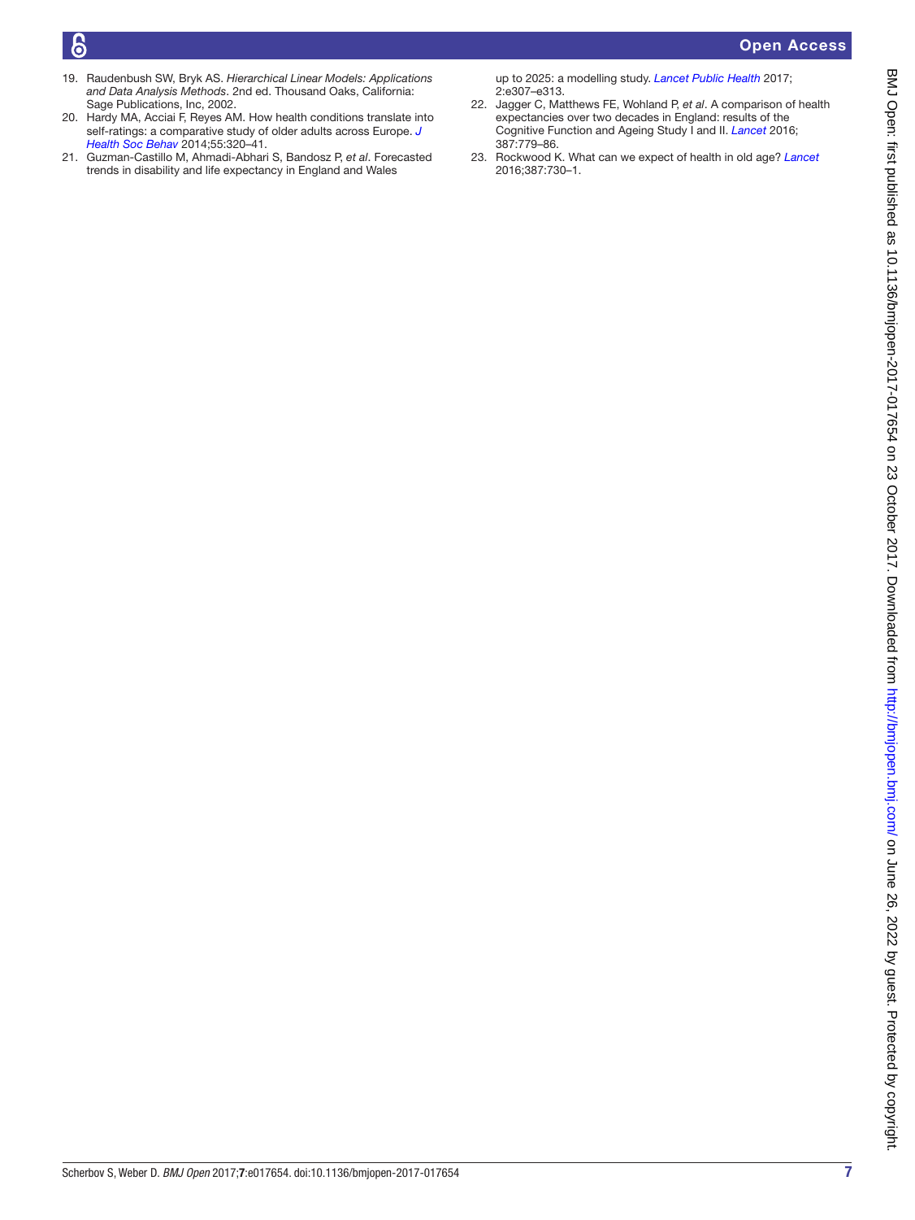19. Raudenbush SW, Bryk AS. *Hierarchical Linear Models: Applications and Data Analysis Methods*. 2nd ed. Thousand Oaks, California: Sage Publications, Inc, 2002.
20. Hardy MA, Acciai F, Reyes AM. How health conditions translate into self-ratings: a comparative study of older adults across Europe. *J Health Soc Behav* 2014;55:320–41.
21. Guzman-Castillo M, Ahmadi-Abhari S, Bandosz P, *et al*. Forecasted trends in disability and life expectancy in England and Wales up to 2025: a modelling study. *Lancet Public Health* 2017; 2:e307–e313.
22. Jagger C, Matthews FE, Wohland P, *et al*. A comparison of health expectancies over two decades in England: results of the Cognitive Function and Ageing Study I and II. *Lancet* 2016; 387:779–86.
23. Rockwood K. What can we expect of health in old age? *Lancet* 2016;387:730–1.